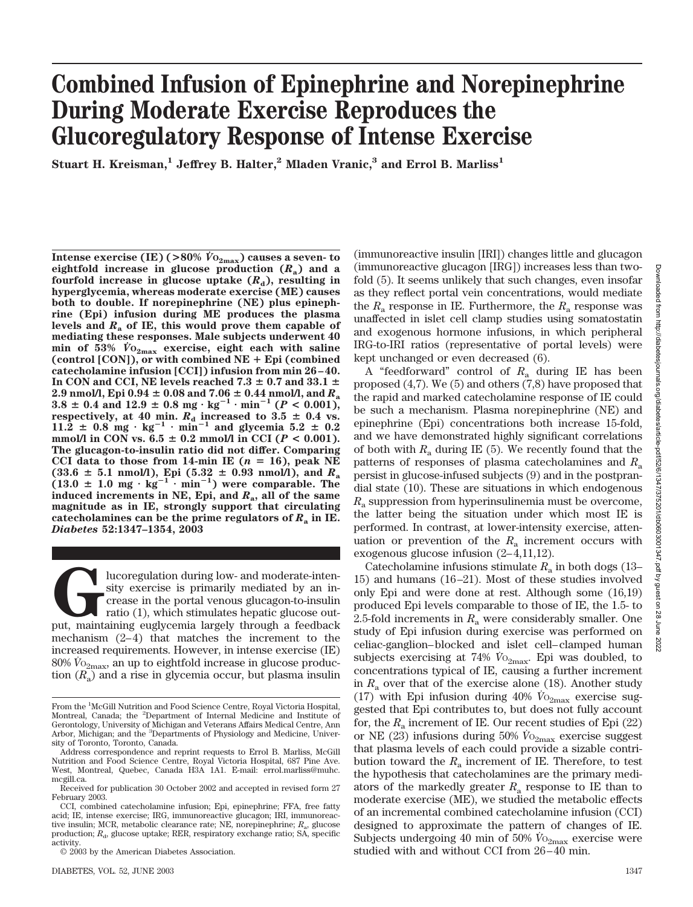# Combined Infusion of Epinephrine and Norepinephrine During Moderate Exercise Reproduces the Glucoregulatory Response of Intense Exercise

**Stuart H. Kreisman,[1] Jeffrey B. Halter,[2] Mladen Vranic,[3] and Errol B. Marliss[1]**

**Intense exercise (IE) (>80% $\dot{V}O_{2max}$) causes a seven- to eightfold increase in glucose production ($R_a$) and a fourfold increase in glucose uptake ($R_d$), resulting in hyperglycemia, whereas moderate exercise (ME) causes both to double. If norepinephrine (NE) plus epinephrine (Epi) infusion during ME produces the plasma levels and $R_a$ of IE, this would prove them capable of mediating these responses. Male subjects underwent 40 min of 53% $\dot{V}O_{2max}$ exercise, eight each with saline (control [CON]), or with combined NE + Epi (combined catecholamine infusion [CCI]) infusion from min 26–40. In CON and CCI, NE levels reached 7.3 ± 0.7 and 33.1 ± 2.9 nmol/l, Epi 0.94 ± 0.08 and 7.06 ± 0.44 nmol/l, and $R_a$ 3.8 ± 0.4 and 12.9 ± 0.8 mg · kg$^{-1}$ · min$^{-1}$ ($P$ < 0.001), respectively, at 40 min. $R_d$ increased to 3.5 ± 0.4 vs. 11.2 ± 0.8 mg · kg$^{-1}$ · min$^{-1}$ and glycemia 5.2 ± 0.2 mmol/l in CON vs. 6.5 ± 0.2 mmol/l in CCI ($P$ < 0.001). The glucagon-to-insulin ratio did not differ. Comparing CCI data to those from 14-min IE ($n$ = 16), peak NE (33.6 ± 5.1 nmol/l), Epi (5.32 ± 0.93 nmol/l), and $R_a$ (13.0 ± 1.0 mg · kg$^{-1}$ · min$^{-1}$) were comparable. The induced increments in NE, Epi, and $R_a$, all of the same magnitude as in IE, strongly support that circulating catecholamines can be the prime regulators of $R_a$ in IE.** *Diabetes* **52:1347–1354, 2003**

Glucoregulation during low- and moderate-intensity exercise is primarily mediated by an increase in the portal venous glucagon-to-insulin ratio (1), which stimulates hepatic glucose output, maintaining euglycemia largely through a feedback mechanism (2–4) that matches the increment to the increased requirements. However, in intense exercise (IE) 80% $\dot{V}O_{2max}$, an up to eightfold increase in glucose production ($R_a$) and a rise in glycemia occur, but plasma insulin (immunoreactive insulin [IRI]) changes little and glucagon (immunoreactive glucagon [IRG]) increases less than twofold (5). It seems unlikely that such changes, even insofar as they reflect portal vein concentrations, would mediate the $R_a$ response in IE. Furthermore, the $R_a$ response was unaffected in islet cell clamp studies using somatostatin and exogenous hormone infusions, in which peripheral IRG-to-IRI ratios (representative of portal levels) were kept unchanged or even decreased (6).

A "feedforward" control of $R_a$ during IE has been proposed (4,7). We (5) and others (7,8) have proposed that the rapid and marked catecholamine response of IE could be such a mechanism. Plasma norepinephrine (NE) and epinephrine (Epi) concentrations both increase 15-fold, and we have demonstrated highly significant correlations of both with $R_a$ during IE (5). We recently found that the patterns of responses of plasma catecholamines and $R_a$ persist in glucose-infused subjects (9) and in the postprandial state (10). These are situations in which endogenous $R_a$ suppression from hyperinsulinemia must be overcome, the latter being the situation under which most IE is performed. In contrast, at lower-intensity exercise, attenuation or prevention of the $R_a$ increment occurs with exogenous glucose infusion (2–4,11,12).

Catecholamine infusions stimulate $R_a$ in both dogs (13–15) and humans (16–21). Most of these studies involved only Epi and were done at rest. Although some (16,19) produced Epi levels comparable to those of IE, the 1.5- to 2.5-fold increments in $R_a$ were considerably smaller. One study of Epi infusion during exercise was performed on celiac-ganglion–blocked and islet cell–clamped human subjects exercising at 74% $\dot{V}O_{2max}$. Epi was doubled, to concentrations typical of IE, causing a further increment in $R_a$ over that of the exercise alone (18). Another study (17) with Epi infusion during 40% $\dot{V}O_{2max}$ exercise suggested that Epi contributes to, but does not fully account for, the $R_a$ increment of IE. Our recent studies of Epi (22) or NE (23) infusions during 50% $\dot{V}O_{2max}$ exercise suggest that plasma levels of each could provide a sizable contribution toward the $R_a$ increment of IE. Therefore, to test the hypothesis that catecholamines are the primary mediators of the markedly greater $R_a$ response to IE than to moderate exercise (ME), we studied the metabolic effects of an incremental combined catecholamine infusion (CCI) designed to approximate the pattern of changes of IE. Subjects undergoing 40 min of 50% $\dot{V}O_{2max}$ exercise were studied with and without CCI from 26–40 min.

From the [1]McGill Nutrition and Food Science Centre, Royal Victoria Hospital, Montreal, Canada; the [2]Department of Internal Medicine and Institute of Gerontology, University of Michigan and Veterans Affairs Medical Centre, Ann Arbor, Michigan; and the [3]Departments of Physiology and Medicine, University of Toronto, Toronto, Canada.

Address correspondence and reprint requests to Errol B. Marliss, McGill Nutrition and Food Science Centre, Royal Victoria Hospital, 687 Pine Ave. West, Montreal, Quebec, Canada H3A 1A1. E-mail: errol.marliss@muhc.mcgill.ca.

Received for publication 30 October 2002 and accepted in revised form 27 February 2003.

CCI, combined catecholamine infusion; Epi, epinephrine; FFA, free fatty acid; IE, intense exercise; IRG, immunoreactive glucagon; IRI, immunoreactive insulin; MCR, metabolic clearance rate; NE, norepinephrine; $R_a$, glucose production; $R_d$, glucose uptake; RER, respiratory exchange ratio; SA, specific activity.

© 2003 by the American Diabetes Association.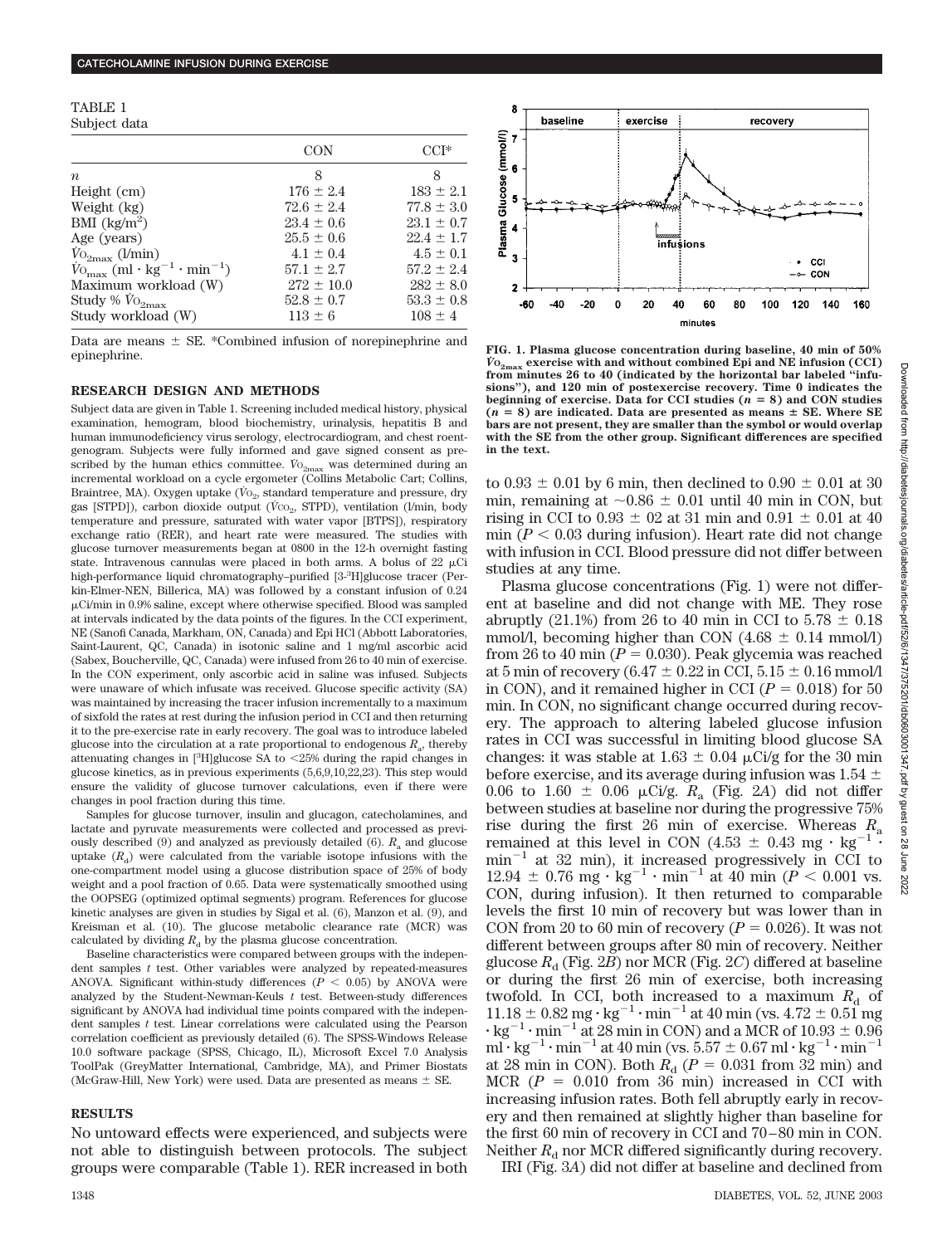TABLE 1
Subject data

| | CON | CCI* |
|---|---|---|
| $n$ | 8 | 8 |
| Height (cm) | 176 ± 2.4 | 183 ± 2.1 |
| Weight (kg) | 72.6 ± 2.4 | 77.8 ± 3.0 |
| BMI (kg/m$^2$) | 23.4 ± 0.6 | 23.1 ± 0.7 |
| Age (years) | 25.5 ± 0.6 | 22.4 ± 1.7 |
| $\dot{V}O_{2max}$ (l/min) | 4.1 ± 0.4 | 4.5 ± 0.1 |
| $\dot{V}O_{max}$ (ml · kg$^{-1}$ · min$^{-1}$) | 57.1 ± 2.7 | 57.2 ± 2.4 |
| Maximum workload (W) | 272 ± 10.0 | 282 ± 8.0 |
| Study % $\dot{V}O_{2max}$ | 52.8 ± 0.7 | 53.3 ± 0.8 |
| Study workload (W) | 113 ± 6 | 108 ± 4 |

Data are means ± SE. *Combined infusion of norepinephrine and epinephrine.

## RESEARCH DESIGN AND METHODS

Subject data are given in Table 1. Screening included medical history, physical examination, hemogram, blood biochemistry, urinalysis, hepatitis B and human immunodeficiency virus serology, electrocardiogram, and chest roentgenogram. Subjects were fully informed and gave signed consent as prescribed by the human ethics committee. $\dot{V}O_{2max}$ was determined during an incremental workload on a cycle ergometer (Collins Metabolic Cart; Collins, Braintree, MA). Oxygen uptake ($\dot{V}O_2$, standard temperature and pressure, dry gas [STPD]), carbon dioxide output ($\dot{V}CO_2$, STPD), ventilation (l/min, body temperature and pressure, saturated with water vapor [BTPS]), respiratory exchange ratio (RER), and heart rate were measured. The studies with glucose turnover measurements began at 0800 in the 12-h overnight fasting state. Intravenous cannulas were placed in both arms. A bolus of 22 μCi high-performance liquid chromatography–purified [3-$^3$H]glucose tracer (Perkin-Elmer-NEN, Billerica, MA) was followed by a constant infusion of 0.24 μCi/min in 0.9% saline, except where otherwise specified. Blood was sampled at intervals indicated by the data points of the figures. In the CCI experiment, NE (Sanofi Canada, Markham, ON, Canada) and Epi HCl (Abbott Laboratories, Saint-Laurent, QC, Canada) in isotonic saline and 1 mg/ml ascorbic acid (Sabex, Boucherville, QC, Canada) were infused from 26 to 40 min of exercise. In the CON experiment, only ascorbic acid in saline was infused. Subjects were unaware of which infusate was received. Glucose specific activity (SA) was maintained by increasing the tracer infusion incrementally to a maximum of sixfold the rates at rest during the infusion period in CCI and then returning it to the pre-exercise rate in early recovery. The goal was to introduce labeled glucose into the circulation at a rate proportional to endogenous $R_a$, thereby attenuating changes in [$^3$H]glucose SA to <25% during the rapid changes in glucose kinetics, as in previous experiments (5,6,9,10,22,23). This step would ensure the validity of glucose turnover calculations, even if there were changes in pool fraction during this time.

Samples for glucose turnover, insulin and glucagon, catecholamines, and lactate and pyruvate measurements were collected and processed as previously detailed (9) and analyzed as previously detailed (6). $R_a$ and glucose uptake ($R_d$) were calculated from the variable isotope infusions with the one-compartment model using a glucose distribution space of 25% of body weight and a pool fraction of 0.65. Data were systematically smoothed using the OOPSEG (optimized optimal segments) program. References for glucose kinetic analyses are given in studies by Sigal et al. (6), Manzon et al. (9), and Kreisman et al. (10). The glucose metabolic clearance rate (MCR) was calculated by dividing $R_d$ by the plasma glucose concentration.

Baseline characteristics were compared between groups with the independent samples $t$ test. Other variables were analyzed by repeated-measures ANOVA. Significant within-study differences ($P$ < 0.05) by ANOVA were analyzed by the Student-Newman-Keuls $t$ test. Between-study differences significant by ANOVA had individual time points compared with the independent samples $t$ test. Linear correlations were calculated using the Pearson correlation coefficient as previously detailed (6). The SPSS-Windows Release 10.0 software package (SPSS, Chicago, IL), Microsoft Excel 7.0 Analysis ToolPak (GreyMatter International, Cambridge, MA), and Primer Biostats (McGraw-Hill, New York) were used. Data are presented as means ± SE.

## RESULTS

No untoward effects were experienced, and subjects were not able to distinguish between protocols. The subject groups were comparable (Table 1). RER increased in both to 0.93 ± 0.01 by 6 min, then declined to 0.90 ± 0.01 at 30 min, remaining at ~0.86 ± 0.01 until 40 min in CON, but rising in CCI to 0.93 ± 02 at 31 min and 0.91 ± 0.01 at 40 min ($P$ < 0.03 during infusion). Heart rate did not change with infusion in CCI. Blood pressure did not differ between studies at any time.

FIG. 1. Plasma glucose concentration during baseline, 40 min of 50% $\dot{V}O_{2max}$ exercise with and without combined Epi and NE infusion (CCI) from minutes 26 to 40 (indicated by the horizontal bar labeled "infusions"), and 120 min of postexercise recovery. Time 0 indicates the beginning of exercise. Data for CCI studies ($n$ = 8) and CON studies ($n$ = 8) are indicated. Data are presented as means ± SE. Where SE bars are not present, they are smaller than the symbol or would overlap with the SE from the other group. Significant differences are specified in the text.

Plasma glucose concentrations (Fig. 1) were not different at baseline and did not change with ME. They rose abruptly (21.1%) from 26 to 40 min in CCI to 5.78 ± 0.18 mmol/l, becoming higher than CON (4.68 ± 0.14 mmol/l) from 26 to 40 min ($P$ = 0.030). Peak glycemia was reached at 5 min of recovery (6.47 ± 0.22 in CCI, 5.15 ± 0.16 mmol/l in CON), and it remained higher in CCI ($P$ = 0.018) for 50 min. In CON, no significant change occurred during recovery. The approach to altering labeled glucose infusion rates in CCI was successful in limiting blood glucose SA changes: it was stable at 1.63 ± 0.04 μCi/g for the 30 min before exercise, and its average during infusion was 1.54 ± 0.06 to 1.60 ± 0.06 μCi/g. $R_a$ (Fig. 2$A$) did not differ between studies at baseline nor during the progressive 75% rise during the first 26 min of exercise. Whereas $R_a$ remained at this level in CON (4.53 ± 0.43 mg · kg$^{-1}$ · min$^{-1}$ at 32 min), it increased progressively in CCI to 12.94 ± 0.76 mg · kg$^{-1}$ · min$^{-1}$ at 40 min ($P$ < 0.001 vs. CON, during infusion). It then returned to comparable levels the first 10 min of recovery but was lower than in CON from 20 to 60 min of recovery ($P$ = 0.026). It was not different between groups after 80 min of recovery. Neither glucose $R_d$ (Fig. 2$B$) nor MCR (Fig. 2$C$) differed at baseline or during the first 26 min of exercise, both increasing twofold. In CCI, both increased to a maximum $R_d$ of 11.18 ± 0.82 mg · kg$^{-1}$ · min$^{-1}$ at 40 min (vs. 4.72 ± 0.51 mg · kg$^{-1}$ · min$^{-1}$ at 28 min in CON) and a MCR of 10.93 ± 0.96 ml · kg$^{-1}$ · min$^{-1}$ at 40 min (vs. 5.57 ± 0.67 ml · kg$^{-1}$ · min$^{-1}$ at 28 min in CON). Both $R_d$ ($P$ = 0.031 from 32 min) and MCR ($P$ = 0.010 from 36 min) increased in CCI with increasing infusion rates. Both fell abruptly early in recovery and then remained at slightly higher than baseline for the first 60 min of recovery in CCI and 70–80 min in CON. Neither $R_d$ nor MCR differed significantly during recovery.

IRI (Fig. 3$A$) did not differ at baseline and declined from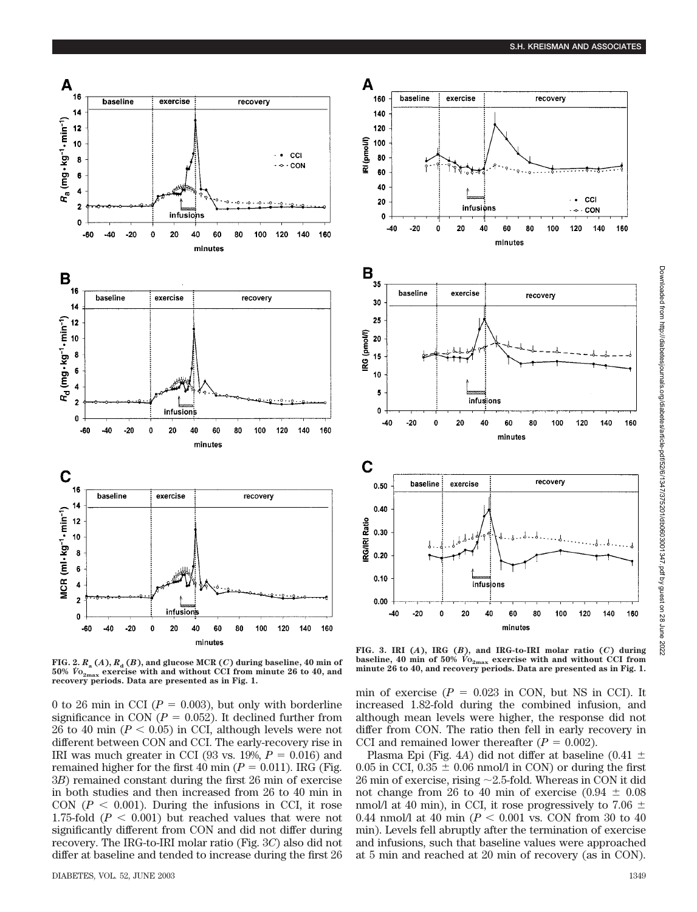FIG. 2. $R_a$ (*A*), $R_d$ (*B*), and glucose MCR (*C*) during baseline, 40 min of 50% $\dot{V}O_{2max}$ exercise with and without CCI from minute 26 to 40, and recovery periods. Data are presented as in Fig. 1.

FIG. 3. IRI (*A*), IRG (*B*), and IRG-to-IRI molar ratio (*C*) during baseline, 40 min of 50% $\dot{V}O_{2max}$ exercise with and without CCI from minute 26 to 40, and recovery periods. Data are presented as in Fig. 1.

0 to 26 min in CCI ($P = 0.003$), but only with borderline significance in CON ($P = 0.052$). It declined further from 26 to 40 min ($P < 0.05$) in CCI, although levels were not different between CON and CCI. The early-recovery rise in IRI was much greater in CCI (93 vs. 19%, $P = 0.016$) and remained higher for the first 40 min ($P = 0.011$). IRG (Fig. 3*B*) remained constant during the first 26 min of exercise in both studies and then increased from 26 to 40 min in CON ($P < 0.001$). During the infusions in CCI, it rose 1.75-fold ($P < 0.001$) but reached values that were not significantly different from CON and did not differ during recovery. The IRG-to-IRI molar ratio (Fig. 3*C*) also did not differ at baseline and tended to increase during the first 26 min of exercise ($P = 0.023$ in CON, but NS in CCI). It increased 1.82-fold during the combined infusion, and although mean levels were higher, the response did not differ from CON. The ratio then fell in early recovery in CCI and remained lower thereafter ($P = 0.002$).

Plasma Epi (Fig. 4*A*) did not differ at baseline (0.41 ± 0.05 in CCI, 0.35 ± 0.06 nmol/l in CON) or during the first 26 min of exercise, rising ~2.5-fold. Whereas in CON it did not change from 26 to 40 min of exercise (0.94 ± 0.08 nmol/l at 40 min), in CCI, it rose progressively to 7.06 ± 0.44 nmol/l at 40 min ($P < 0.001$ vs. CON from 30 to 40 min). Levels fell abruptly after the termination of exercise and infusions, such that baseline values were approached at 5 min and reached at 20 min of recovery (as in CON).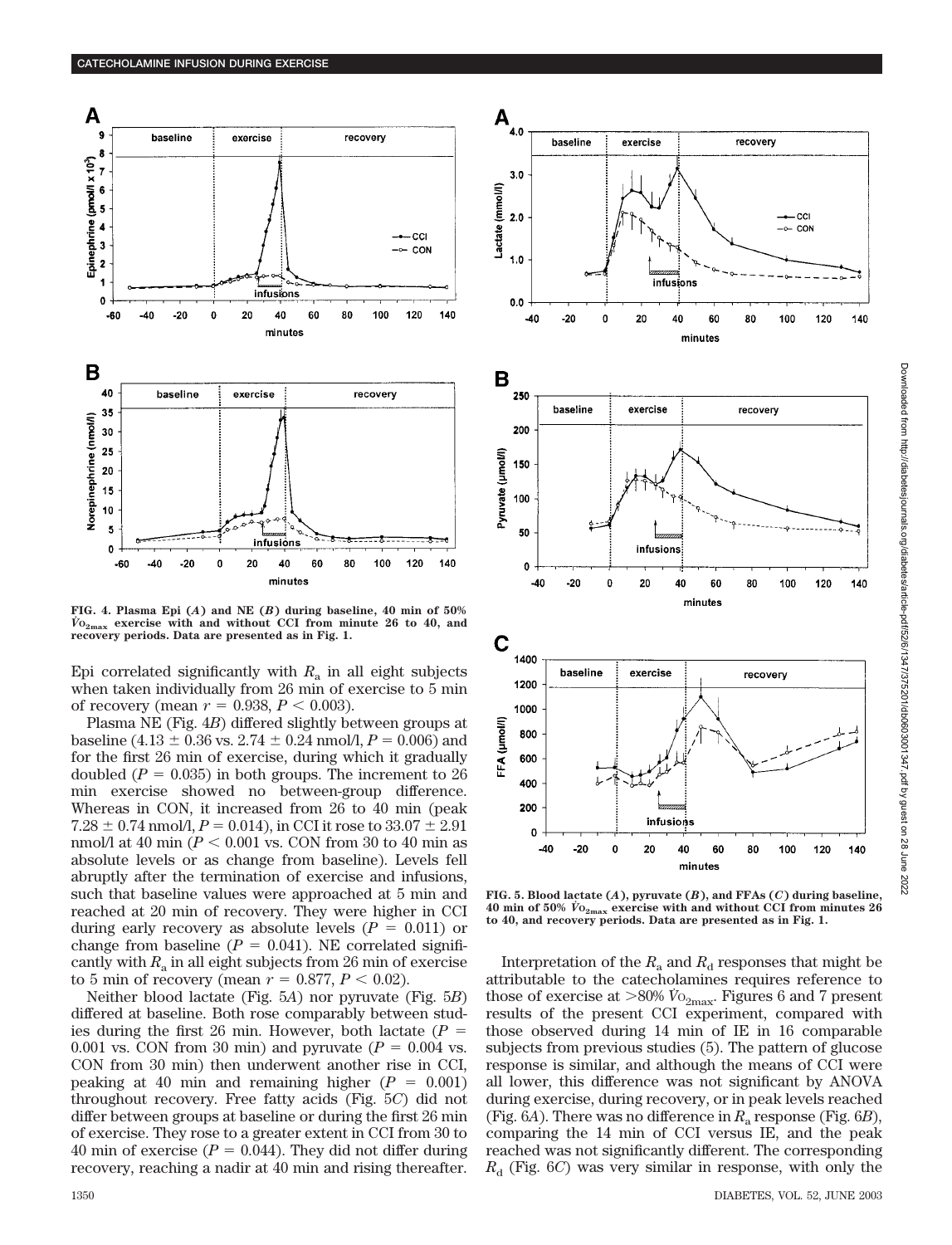FIG. 4. Plasma Epi (*A*) and NE (*B*) during baseline, 40 min of 50% $\dot{V}O_{2max}$ exercise with and without CCI from minute 26 to 40, and recovery periods. Data are presented as in Fig. 1.

Epi correlated significantly with $R_a$ in all eight subjects when taken individually from 26 min of exercise to 5 min of recovery (mean $r = 0.938$, $P < 0.003$).

Plasma NE (Fig. 4*B*) differed slightly between groups at baseline (4.13 ± 0.36 vs. 2.74 ± 0.24 nmol/l, $P = 0.006$) and for the first 26 min of exercise, during which it gradually doubled ($P = 0.035$) in both groups. The increment to 26 min exercise showed no between-group difference. Whereas in CON, it increased from 26 to 40 min (peak 7.28 ± 0.74 nmol/l, $P = 0.014$), in CCI it rose to 33.07 ± 2.91 nmol/l at 40 min ($P < 0.001$ vs. CON from 30 to 40 min as absolute levels or as change from baseline). Levels fell abruptly after the termination of exercise and infusions, such that baseline values were approached at 5 min and reached at 20 min of recovery. They were higher in CCI during early recovery as absolute levels ($P = 0.011$) or change from baseline ($P = 0.041$). NE correlated significantly with $R_a$ in all eight subjects from 26 min of exercise to 5 min of recovery (mean $r = 0.877$, $P < 0.02$).

Neither blood lactate (Fig. 5*A*) nor pyruvate (Fig. 5*B*) differed at baseline. Both rose comparably between studies during the first 26 min. However, both lactate ($P = 0.001$ vs. CON from 30 min) and pyruvate ($P = 0.004$ vs. CON from 30 min) then underwent another rise in CCI, peaking at 40 min and remaining higher ($P = 0.001$) throughout recovery. Free fatty acids (Fig. 5*C*) did not differ between groups at baseline or during the first 26 min of exercise. They rose to a greater extent in CCI from 30 to 40 min of exercise ($P = 0.044$). They did not differ during recovery, reaching a nadir at 40 min and rising thereafter.

FIG. 5. Blood lactate (*A*), pyruvate (*B*), and FFAs (*C*) during baseline, 40 min of 50% $\dot{V}O_{2max}$ exercise with and without CCI from minutes 26 to 40, and recovery periods. Data are presented as in Fig. 1.

Interpretation of the $R_a$ and $R_d$ responses that might be attributable to the catecholamines requires reference to those of exercise at >80% $\dot{V}O_{2max}$. Figures 6 and 7 present results of the present CCI experiment, compared with those observed during 14 min of IE in 16 comparable subjects from previous studies (5). The pattern of glucose response is similar, and although the means of CCI were all lower, this difference was not significant by ANOVA during exercise, during recovery, or in peak levels reached (Fig. 6*A*). There was no difference in $R_a$ response (Fig. 6*B*), comparing the 14 min of CCI versus IE, and the peak reached was not significantly different. The corresponding $R_d$ (Fig. 6*C*) was very similar in response, with only the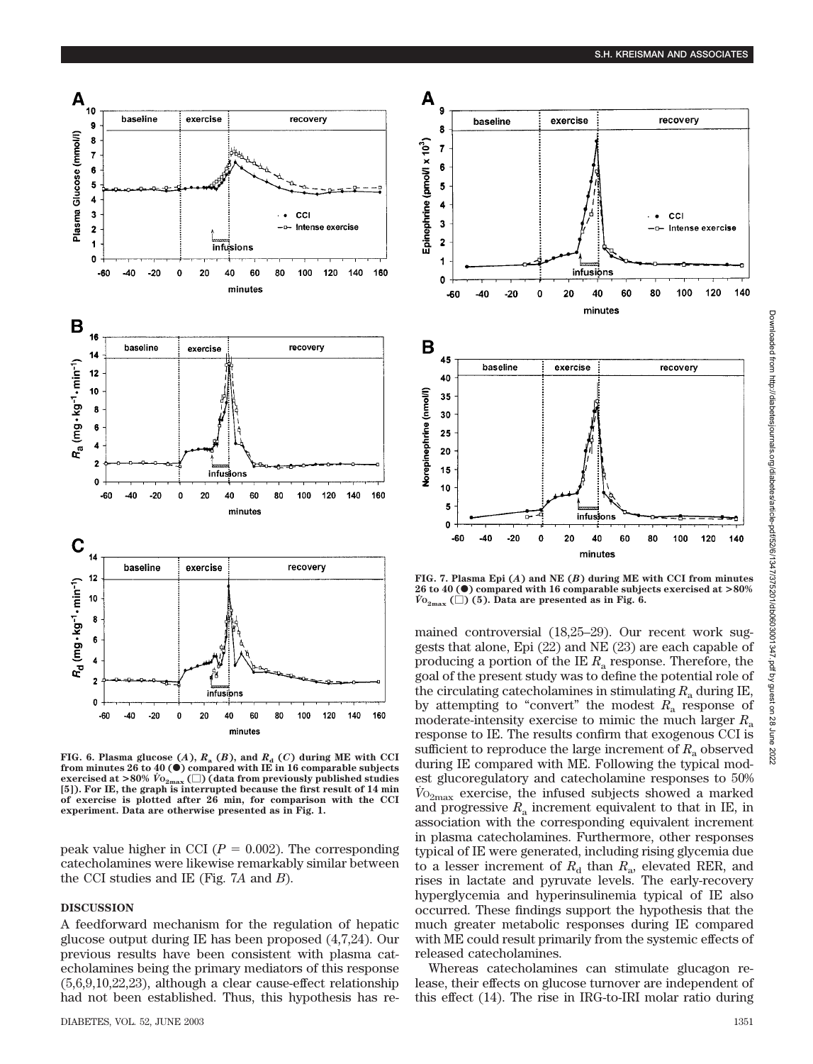FIG. 6. Plasma glucose (*A*), $R_a$ (*B*), and $R_d$ (*C*) during ME with CCI from minutes 26 to 40 (●) compared with IE in 16 comparable subjects exercised at >80% $\dot{V}O_{2max}$ (□) (data from previously published studies [5]). For IE, the graph is interrupted because the first result of 14 min of exercise is plotted after 26 min, for comparison with the CCI experiment. Data are otherwise presented as in Fig. 1.

FIG. 7. Plasma Epi (*A*) and NE (*B*) during ME with CCI from minutes 26 to 40 (●) compared with 16 comparable subjects exercised at >80% $\dot{V}O_{2max}$ (□) (5). Data are presented as in Fig. 6.

peak value higher in CCI ($P = 0.002$). The corresponding catecholamines were likewise remarkably similar between the CCI studies and IE (Fig. 7*A* and *B*).

## DISCUSSION

A feedforward mechanism for the regulation of hepatic glucose output during IE has been proposed (4,7,24). Our previous results have been consistent with plasma catecholamines being the primary mediators of this response (5,6,9,10,22,23), although a clear cause-effect relationship had not been established. Thus, this hypothesis has remained controversial (18,25–29). Our recent work suggests that alone, Epi (22) and NE (23) are each capable of producing a portion of the IE $R_a$ response. Therefore, the goal of the present study was to define the potential role of the circulating catecholamines in stimulating $R_a$ during IE, by attempting to "convert" the modest $R_a$ response of moderate-intensity exercise to mimic the much larger $R_a$ response to IE. The results confirm that exogenous CCI is sufficient to reproduce the large increment of $R_a$ observed during IE compared with ME. Following the typical modest glucoregulatory and catecholamine responses to 50% $\dot{V}O_{2max}$ exercise, the infused subjects showed a marked and progressive $R_a$ increment equivalent to that in IE, in association with the corresponding equivalent increment in plasma catecholamines. Furthermore, other responses typical of IE were generated, including rising glycemia due to a lesser increment of $R_d$ than $R_a$, elevated RER, and rises in lactate and pyruvate levels. The early-recovery hyperglycemia and hyperinsulinemia typical of IE also occurred. These findings support the hypothesis that the much greater metabolic responses during IE compared with ME could result primarily from the systemic effects of released catecholamines.

Whereas catecholamines can stimulate glucagon release, their effects on glucose turnover are independent of this effect (14). The rise in IRG-to-IRI molar ratio during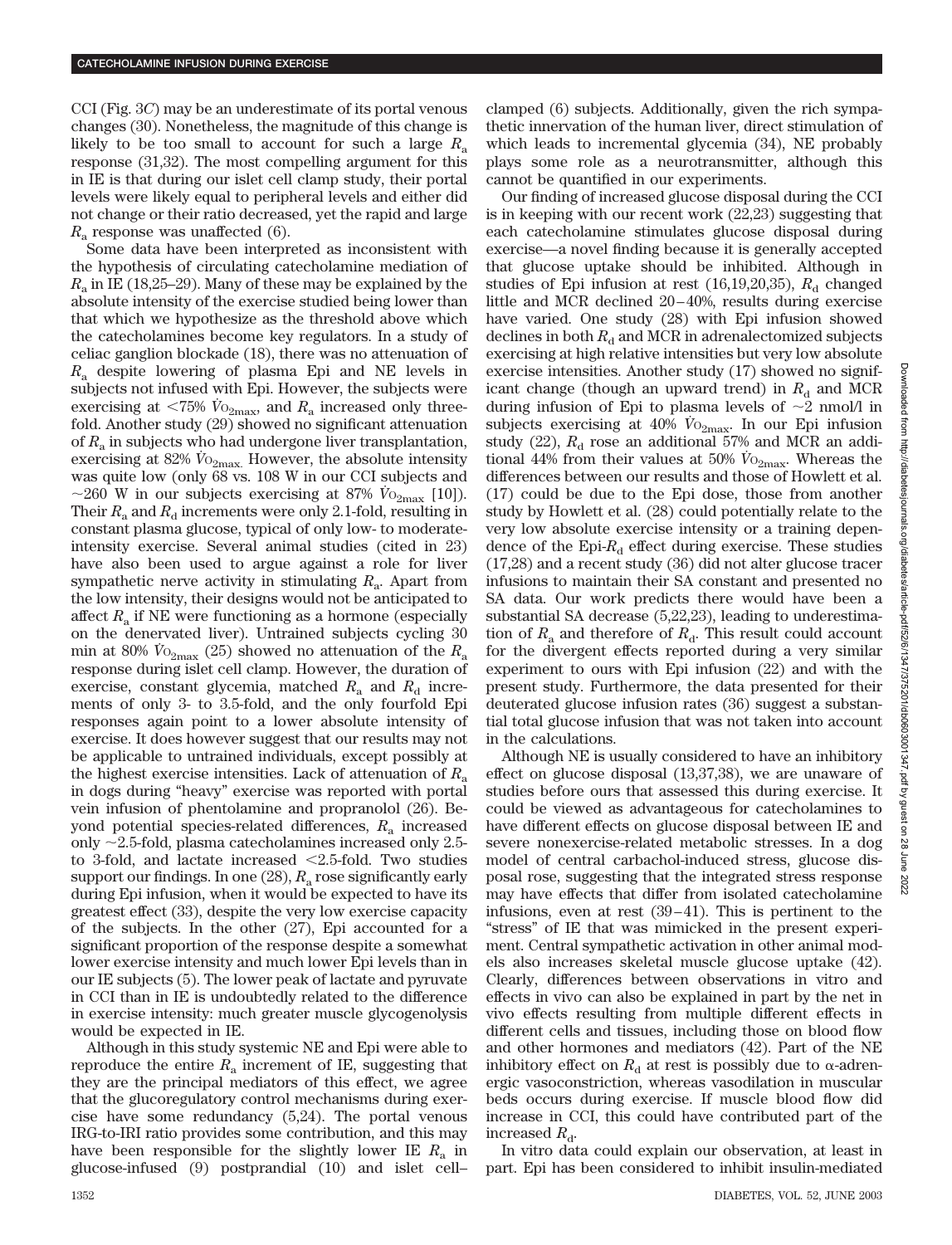CCI (Fig. 3*C*) may be an underestimate of its portal venous changes (30). Nonetheless, the magnitude of this change is likely to be too small to account for such a large $R_a$ response (31,32). The most compelling argument for this in IE is that during our islet cell clamp study, their portal levels were likely equal to peripheral levels and either did not change or their ratio decreased, yet the rapid and large $R_a$ response was unaffected (6).

Some data have been interpreted as inconsistent with the hypothesis of circulating catecholamine mediation of $R_a$ in IE (18,25–29). Many of these may be explained by the absolute intensity of the exercise studied being lower than that which we hypothesize as the threshold above which the catecholamines become key regulators. In a study of celiac ganglion blockade (18), there was no attenuation of $R_a$ despite lowering of plasma Epi and NE levels in subjects not infused with Epi. However, the subjects were exercising at <75% $\dot{V}O_{2max}$, and $R_a$ increased only threefold. Another study (29) showed no significant attenuation of $R_a$ in subjects who had undergone liver transplantation, exercising at 82% $\dot{V}O_{2max}$. However, the absolute intensity was quite low (only 68 vs. 108 W in our CCI subjects and ~260 W in our subjects exercising at 87% $\dot{V}O_{2max}$ [10]). Their $R_a$ and $R_d$ increments were only 2.1-fold, resulting in constant plasma glucose, typical of only low- to moderate-intensity exercise. Several animal studies (cited in 23) have also been used to argue against a role for liver sympathetic nerve activity in stimulating $R_a$. Apart from the low intensity, their designs would not be anticipated to affect $R_a$ if NE were functioning as a hormone (especially on the denervated liver). Untrained subjects cycling 30 min at 80% $\dot{V}O_{2max}$ (25) showed no attenuation of the $R_a$ response during islet cell clamp. However, the duration of exercise, constant glycemia, matched $R_a$ and $R_d$ increments of only 3- to 3.5-fold, and the only fourfold Epi responses again point to a lower absolute intensity of exercise. It does however suggest that our results may not be applicable to untrained individuals, except possibly at the highest exercise intensities. Lack of attenuation of $R_a$ in dogs during "heavy" exercise was reported with portal vein infusion of phentolamine and propranolol (26). Beyond potential species-related differences, $R_a$ increased only ~2.5-fold, plasma catecholamines increased only 2.5- to 3-fold, and lactate increased <2.5-fold. Two studies support our findings. In one (28), $R_a$ rose significantly early during Epi infusion, when it would be expected to have its greatest effect (33), despite the very low exercise capacity of the subjects. In the other (27), Epi accounted for a significant proportion of the response despite a somewhat lower exercise intensity and much lower Epi levels than in our IE subjects (5). The lower peak of lactate and pyruvate in CCI than in IE is undoubtedly related to the difference in exercise intensity: much greater muscle glycogenolysis would be expected in IE.

Although in this study systemic NE and Epi were able to reproduce the entire $R_a$ increment of IE, suggesting that they are the principal mediators of this effect, we agree that the glucoregulatory control mechanisms during exercise have some redundancy (5,24). The portal venous IRG-to-IRI ratio provides some contribution, and this may have been responsible for the slightly lower IE $R_a$ in glucose-infused (9) postprandial (10) and islet cell–clamped (6) subjects. Additionally, given the rich sympathetic innervation of the human liver, direct stimulation of which leads to incremental glycemia (34), NE probably plays some role as a neurotransmitter, although this cannot be quantified in our experiments.

Our finding of increased glucose disposal during the CCI is in keeping with our recent work (22,23) suggesting that each catecholamine stimulates glucose disposal during exercise—a novel finding because it is generally accepted that glucose uptake should be inhibited. Although in studies of Epi infusion at rest (16,19,20,35), $R_d$ changed little and MCR declined 20–40%, results during exercise have varied. One study (28) with Epi infusion showed declines in both $R_d$ and MCR in adrenalectomized subjects exercising at high relative intensities but very low absolute exercise intensities. Another study (17) showed no significant change (though an upward trend) in $R_d$ and MCR during infusion of Epi to plasma levels of ~2 nmol/l in subjects exercising at 40% $\dot{V}O_{2max}$. In our Epi infusion study (22), $R_d$ rose an additional 57% and MCR an additional 44% from their values at 50% $\dot{V}O_{2max}$. Whereas the differences between our results and those of Howlett et al. (17) could be due to the Epi dose, those from another study by Howlett et al. (28) could potentially relate to the very low absolute exercise intensity or a training dependence of the Epi-$R_d$ effect during exercise. These studies (17,28) and a recent study (36) did not alter glucose tracer infusions to maintain their SA constant and presented no SA data. Our work predicts there would have been a substantial SA decrease (5,22,23), leading to underestimation of $R_a$ and therefore of $R_d$. This result could account for the divergent effects reported during a very similar experiment to ours with Epi infusion (22) and with the present study. Furthermore, the data presented for their deuterated glucose infusion rates (36) suggest a substantial total glucose infusion that was not taken into account in the calculations.

Although NE is usually considered to have an inhibitory effect on glucose disposal (13,37,38), we are unaware of studies before ours that assessed this during exercise. It could be viewed as advantageous for catecholamines to have different effects on glucose disposal between IE and severe nonexercise-related metabolic stresses. In a dog model of central carbachol-induced stress, glucose disposal rose, suggesting that the integrated stress response may have effects that differ from isolated catecholamine infusions, even at rest (39–41). This is pertinent to the "stress" of IE that was mimicked in the present experiment. Central sympathetic activation in other animal models also increases skeletal muscle glucose uptake (42). Clearly, differences between observations in vitro and effects in vivo can also be explained in part by the net in vivo effects resulting from multiple different effects in different cells and tissues, including those on blood flow and other hormones and mediators (42). Part of the NE inhibitory effect on $R_d$ at rest is possibly due to α-adrenergic vasoconstriction, whereas vasodilation in muscular beds occurs during exercise. If muscle blood flow did increase in CCI, this could have contributed part of the increased $R_d$.

In vitro data could explain our observation, at least in part. Epi has been considered to inhibit insulin-mediated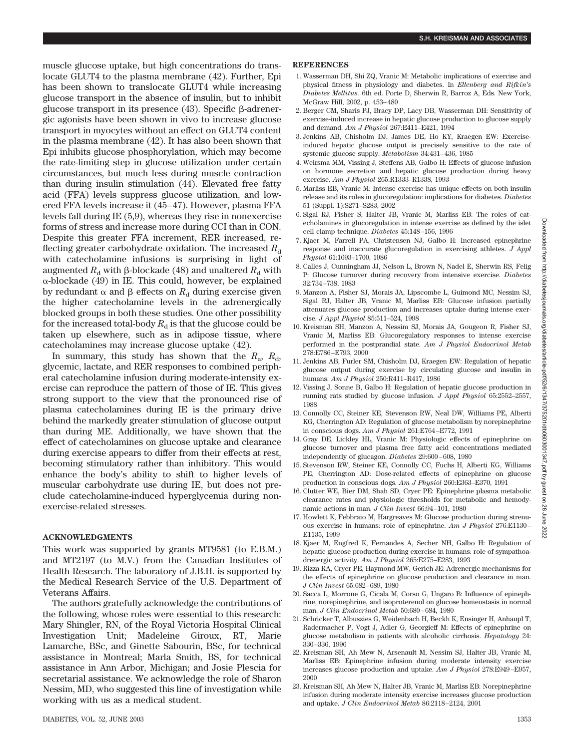muscle glucose uptake, but high concentrations do translocate GLUT4 to the plasma membrane (42). Further, Epi has been shown to translocate GLUT4 while increasing glucose transport in the absence of insulin, but to inhibit glucose transport in its presence (43). Specific β-adrenergic agonists have been shown in vivo to increase glucose transport in myocytes without an effect on GLUT4 content in the plasma membrane (42). It has also been shown that Epi inhibits glucose phosphorylation, which may become the rate-limiting step in glucose utilization under certain circumstances, but much less during muscle contraction than during insulin stimulation (44). Elevated free fatty acid (FFA) levels suppress glucose utilization, and lowered FFA levels increase it (45–47). However, plasma FFA levels fall during IE (5,9), whereas they rise in nonexercise forms of stress and increase more during CCI than in CON. Despite this greater FFA increment, RER increased, reflecting greater carbohydrate oxidation. The increased $R_d$ with catecholamine infusions is surprising in light of augmented $R_d$ with β-blockade (48) and unaltered $R_d$ with α-blockade (49) in IE. This could, however, be explained by redundant α and β effects on $R_d$ during exercise given the higher catecholamine levels in the adrenergically blocked groups in both these studies. One other possibility for the increased total-body $R_d$ is that the glucose could be taken up elsewhere, such as in adipose tissue, where catecholamines may increase glucose uptake (42).

In summary, this study has shown that the $R_a$, $R_d$, glycemic, lactate, and RER responses to combined peripheral catecholamine infusion during moderate-intensity exercise can reproduce the pattern of those of IE. This gives strong support to the view that the pronounced rise of plasma catecholamines during IE is the primary drive behind the markedly greater stimulation of glucose output than during ME. Additionally, we have shown that the effect of catecholamines on glucose uptake and clearance during exercise appears to differ from their effects at rest, becoming stimulatory rather than inhibitory. This would enhance the body's ability to shift to higher levels of muscular carbohydrate use during IE, but does not preclude catecholamine-induced hyperglycemia during nonexercise-related stresses.

## ACKNOWLEDGMENTS

This work was supported by grants MT9581 (to E.B.M.) and MT2197 (to M.V.) from the Canadian Institutes of Health Research. The laboratory of J.B.H. is supported by the Medical Research Service of the U.S. Department of Veterans Affairs.

The authors gratefully acknowledge the contributions of the following, whose roles were essential to this research: Mary Shingler, RN, of the Royal Victoria Hospital Clinical Investigation Unit; Madeleine Giroux, RT, Marie Lamarche, BSc, and Ginette Sabourin, BSc, for technical assistance in Montreal; Marla Smith, BS, for technical assistance in Ann Arbor, Michigan; and Josie Plescia for secretarial assistance. We acknowledge the role of Sharon Nessim, MD, who suggested this line of investigation while working with us as a medical student.

## REFERENCES

1. Wasserman DH, Shi ZQ, Vranic M: Metabolic implications of exercise and physical fitness in physiology and diabetes. In *Ellenberg and Rifkin's Diabetes Mellitus.* 6th ed. Porte D, Sherwin R, Barroz A, Eds. New York, McGraw Hill, 2002, p. 453–480
2. Berger CM, Sharis PJ, Bracy DP, Lacy DB, Wasserman DH: Sensitivity of exercise-induced increase in hepatic glucose production to glucose supply and demand. *Am J Physiol* 267:E411–E421, 1994
3. Jenkins AB, Chisholm DJ, James DE, Ho KY, Kraegen EW: Exercise-induced hepatic glucose output is precisely sensitive to the rate of systemic glucose supply. *Metabolism* 34:431–436, 1985
4. Weirsma MM, Vissing J, Steffens AB, Galbo H: Effects of glucose infusion on hormone secretion and hepatic glucose production during heavy exercise. *Am J Physiol* 265:R1333–R1338, 1993
5. Marliss EB, Vranic M: Intense exercise has unique effects on both insulin release and its roles in glucoregulation: implications for diabetes. *Diabetes* 51 (Suppl. 1):S271–S283, 2002
6. Sigal RJ, Fisher S, Halter JB, Vranic M, Marliss EB: The roles of catecholamines in glucoregulation in intense exercise as defined by the islet cell clamp technique. *Diabetes* 45:148–156, 1996
7. Kjaer M, Farrell PA, Christensen NJ, Galbo H: Increased epinephrine response and inaccurate glucoregulation in exercising athletes. *J Appl Physiol* 61:1693–1700, 1986
8. Calles J, Cunningham JJ, Nelson L, Brown N, Nadel E, Sherwin RS, Felig P: Glucose turnover during recovery from intensive exercise. *Diabetes* 32:734–738, 1983
9. Manzon A, Fisher SJ, Morais JA, Lipscombe L, Guimond MC, Nessim SJ, Sigal RJ, Halter JB, Vranic M, Marliss EB: Glucose infusion partially attenuates glucose production and increases uptake during intense exercise. *J Appl Physiol* 85:511–524, 1998
10. Kreisman SH, Manzon A, Nessim SJ, Morais JA, Gougeon R, Fisher SJ, Vranic M, Marliss EB: Glucoregulatory responses to intense exercise performed in the postprandial state. *Am J Physiol Endocrinol Metab* 278:E786–E793, 2000
11. Jenkins AB, Furler SM, Chisholm DJ, Kraegen EW: Regulation of hepatic glucose output during exercise by circulating glucose and insulin in humans. *Am J Physiol* 250:R411–R417, 1986
12. Vissing J, Sonne B, Galbo H: Regulation of hepatic glucose production in running rats studied by glucose infusion. *J Appl Physiol* 65:2552–2557, 1988
13. Connolly CC, Steiner KE, Stevenson RW, Neal DW, Williams PE, Alberti KG, Cherrington AD: Regulation of glucose metabolism by norepinephrine in conscious dogs. *Am J Physiol* 261:E764–E772, 1991
14. Gray DE, Lickley HL, Vranic M: Physiologic effects of epinephrine on glucose turnover and plasma free fatty acid concentrations mediated independently of glucagon. *Diabetes* 29:600–608, 1980
15. Stevenson RW, Steiner KE, Connolly CC, Fuchs H, Alberti KG, Williams PE, Cherrington AD: Dose-related effects of epinephrine on glucose production in conscious dogs. *Am J Physiol* 260:E363–E370, 1991
16. Clutter WE, Bier DM, Shah SD, Cryer PE: Epinephrine plasma metabolic clearance rates and physiologic thresholds for metabolic and hemodynamic actions in man. *J Clin Invest* 66:94–101, 1980
17. Howlett K, Febbraio M, Hargreaves M: Glucose production during strenuous exercise in humans: role of epinephrine. *Am J Physiol* 276:E1130–E1135, 1999
18. Kjaer M, Engfred K, Fernandes A, Secher NH, Galbo H: Regulation of hepatic glucose production during exercise in humans: role of sympathoadrenergic activity. *Am J Physiol* 265:E275–E283, 1993
19. Rizza RA, Cryer PE, Haymond MW, Gerich JE: Adrenergic mechanisms for the effects of epinephrine on glucose production and clearance in man. *J Clin Invest* 65:682–689, 1980
20. Sacca L, Morrone G, Cicala M, Corso G, Ungaro B: Influence of epinephrine, norepinephrine, and isoproterenol on glucose homeostasis in normal man. *J Clin Endocrinol Metab* 50:680–684, 1980
21. Schricker T, Albuszies G, Weidenbach H, Beckh K, Ensinger H, Anhaupl T, Radermacher P, Vogt J, Adler G, Georgieff M: Effects of epinephrine on glucose metabolism in patients with alcoholic cirrhosis. *Hepatology* 24: 330–336, 1996
22. Kreisman SH, Ah Mew N, Arsenault M, Nessim SJ, Halter JB, Vranic M, Marliss EB: Epinephrine infusion during moderate intensity exercise increases glucose production and uptake. *Am J Physiol* 278:E949–E957, 2000
23. Kreisman SH, Ah Mew N, Halter JB, Vranic M, Marliss EB: Norepinephrine infusion during moderate intensity exercise increases glucose production and uptake. *J Clin Endocrinol Metab* 86:2118–2124, 2001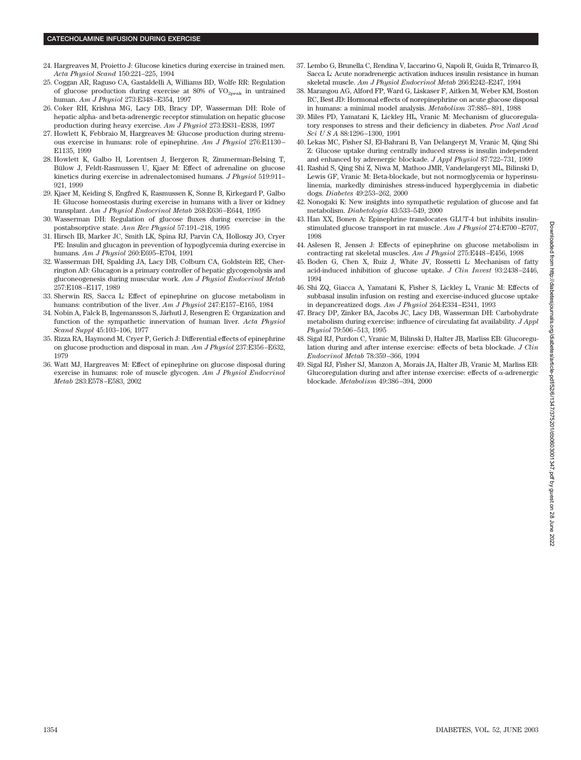24. Hargreaves M, Proietto J: Glucose kinetics during exercise in trained men. *Acta Physiol Scand* 150:221–225, 1994
25. Coggan AR, Raguso CA, Gastaldelli A, Williams BD, Wolfe RR: Regulation of glucose production during exercise at 80% of $VO_{2peak}$ in untrained human. *Am J Physiol* 273:E348–E354, 1997
26. Coker RH, Krishna MG, Lacy DB, Bracy DP, Wasserman DH: Role of hepatic alpha- and beta-adrenergic receptor stimulation on hepatic glucose production during heavy exercise. *Am J Physiol* 273:E831–E838, 1997
27. Howlett K, Febbraio M, Hargreaves M: Glucose production during strenuous exercise in humans: role of epinephrine. *Am J Physiol* 276:E1130–E1135, 1999
28. Howlett K, Galbo H, Lorentsen J, Bergeron R, Zimmerman-Belsing T, Bülow J, Feldt-Rasmussen U, Kjaer M: Effect of adrenaline on glucose kinetics during exercise in adrenalectomised humans. *J Physiol* 519:911–921, 1999
29. Kjaer M, Keiding S, Engfred K, Rasmussen K, Sonne B, Kirkegard P, Galbo H: Glucose homeostasis during exercise in humans with a liver or kidney transplant. *Am J Physiol Endocrinol Metab* 268:E636–E644, 1995
30. Wasserman DH: Regulation of glucose fluxes during exercise in the postabsorptive state. *Ann Rev Physiol* 57:191–218, 1995
31. Hirsch IB, Marker JC, Smith LK, Spina RJ, Parvin CA, Holloszy JO, Cryer PE: Insulin and glucagon in prevention of hypoglycemia during exercise in humans. *Am J Physiol* 260:E695–E704, 1991
32. Wasserman DH, Spalding JA, Lacy DB, Colburn CA, Goldstein RE, Cherrington AD: Glucagon is a primary controller of hepatic glycogenolysis and gluconeogenesis during muscular work. *Am J Physiol Endocrinol Metab* 257:E108–E117, 1989
33. Sherwin RS, Sacca L: Effect of epinephrine on glucose metabolism in humans: contribution of the liver. *Am J Physiol* 247:E157–E165, 1984
34. Nobin A, Falck B, Ingemansson S, Järhutl J, Resengren E: Organization and function of the sympathetic innervation of human liver. *Acta Physiol Scand Suppl* 45:103–106, 1977
35. Rizza RA, Haymond M, Cryer P, Gerich J: Differential effects of epinephrine on glucose production and disposal in man. *Am J Physiol* 237:E356–E632, 1979
36. Watt MJ, Hargreaves M: Effect of epinephrine on glucose disposal during exercise in humans: role of muscle glycogen. *Am J Physiol Endocrinol Metab* 283:E578–E583, 2002
37. Lembo G, Brunella C, Rendina V, Iaccarino G, Napoli R, Guida R, Trimarco B, Sacca L: Acute noradrenergic activation induces insulin resistance in human skeletal muscle. *Am J Physiol Endocrinol Metab* 266:E242–E247, 1994
38. Marangou AG, Alford FP, Ward G, Liskaser F, Aitken M, Weber KM, Boston RC, Best JD: Hormonal effects of norepinephrine on acute glucose disposal in humans: a minimal model analysis. *Metabolism* 37:885–891, 1988
39. Miles PD, Yamatani K, Lickley HL, Vranic M: Mechanism of glucoregulatory responses to stress and their deficiency in diabetes. *Proc Natl Acad Sci U S A* 88:1296–1300, 1991
40. Lekas MC, Fisher SJ, El-Bahrani B, Van Delangeryt M, Vranic M, Qing Shi Z: Glucose uptake during centrally induced stress is insulin independent and enhanced by adrenergic blockade. *J Appl Physiol* 87:722–731, 1999
41. Rashid S, Qing Shi Z, Niwa M, Mathoo JMR, Vandelangeryt ML, Bilinski D, Lewis GF, Vranic M: Beta-blockade, but not normoglycemia or hyperinsulinemia, markedly diminishes stress-induced hyperglycemia in diabetic dogs. *Diabetes* 49:253–262, 2000
42. Nonogaki K: New insights into sympathetic regulation of glucose and fat metabolism. *Diabetologia* 43:533–549, 2000
43. Han XX, Bonen A: Epinephrine translocates GLUT-4 but inhibits insulin-stimulated glucose transport in rat muscle. *Am J Physiol* 274:E700–E707, 1998
44. Aslesen R, Jensen J: Effects of epinephrine on glucose metabolism in contracting rat skeletal muscles. *Am J Physiol* 275:E448–E456, 1998
45. Boden G, Chen X, Ruiz J, White JV, Rossetti L: Mechanism of fatty acid-induced inhibition of glucose uptake. *J Clin Invest* 93:2438–2446, 1994
46. Shi ZQ, Giacca A, Yamatani K, Fisher S, Lickley L, Vranic M: Effects of subbasal insulin infusion on resting and exercise-induced glucose uptake in depancreatized dogs. *Am J Physiol* 264:E334–E341, 1993
47. Bracy DP, Zinker BA, Jacobs JC, Lacy DB, Wasserman DH: Carbohydrate metabolism during exercise: influence of circulating fat availability. *J Appl Physiol* 79:506–513, 1995
48. Sigal RJ, Purdon C, Vranic M, Bilinski D, Halter JB, Marliss EB: Glucoregulation during and after intense exercise: effects of beta blockade. *J Clin Endocrinol Metab* 78:359–366, 1994
49. Sigal RJ, Fisher SJ, Manzon A, Morais JA, Halter JB, Vranic M, Marliss EB: Glucoregulation during and after intense exercise: effects of α-adrenergic blockade. *Metabolism* 49:386–394, 2000